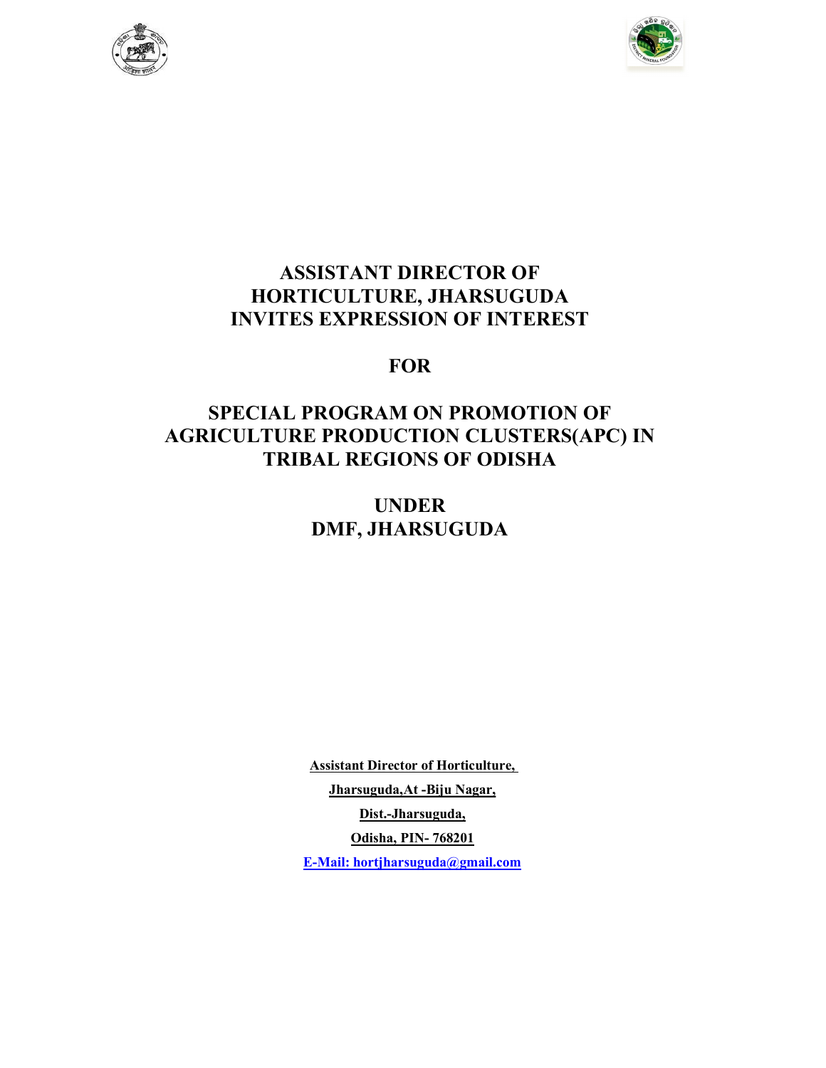# ASSISTANT DIRECTOR OF HORTICULTURE, JHARSUGUDA INVITES EXPRESSION OF INTEREST

# FOR

# SPECIAL PROGRAM ON PROMOTION OF AGRICULTURE PRODUCTION CLUSTERS(APC) IN TRIBAL REGIONS OF ODISHA

# UNDER DMF, JHARSUGUDA

**Assistant Director of Horticulture,**

**Jharsuguda,At -Biju Nagar,**

**Dist.-Jharsuguda,**

**Odisha, PIN- 768201**

**E-Mail: hortjharsuguda@gmail.com**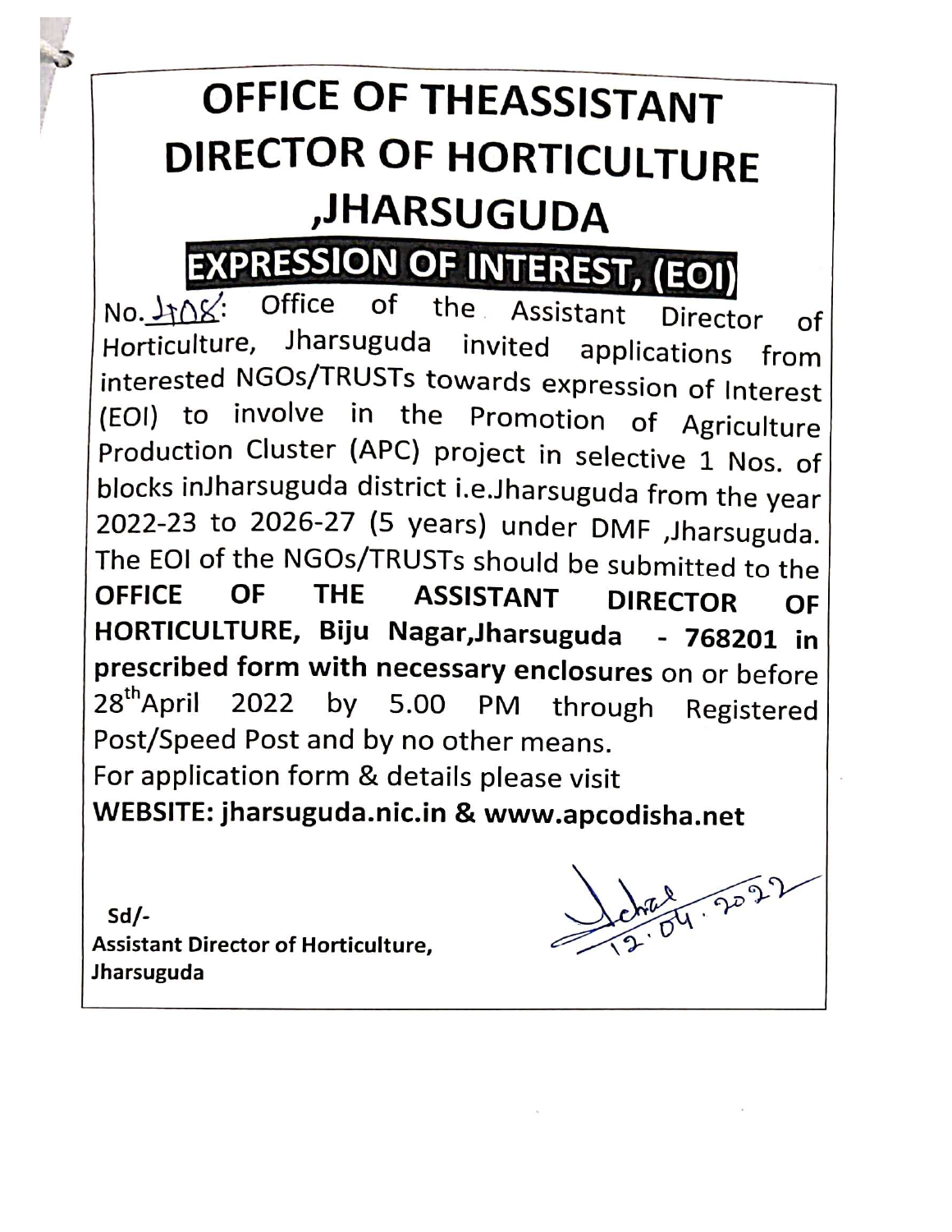# OFFICE OF THEASSISTANT DIRECTOR OF HORTICULTURE ,JHARSUGUDA

## EXPRESSION OF INTEREST, (EOI)

No. 1708: Office of the Assistant Director of Horticulture, Jharsuguda invited applications from interested NGOs/TRUSTs towards expression of Interest (EOI) to involve in the Promotion of Agriculture Production Cluster (APC) project in selective 1 Nos. of blocks inJharsuguda district i.e.Jharsuguda from the year 2022-23 to 2026-27 (5 years) under DMF ,Jharsuguda. The EOI of the NGOs/TRUSTs should be submitted to the **OFFICE OF THE ASSISTANT DIRECTOR OF HORTICULTURE, Biju Nagar,Jharsuguda - 768201 in prescribed form with necessary enclosures** on or before 28th April 2022 by 5.00 PM through Registered Post/Speed Post and by no other means.

For application form & details please visit

**WEBSITE: jharsuguda.nic.in & www.apcodisha.net**

Sd/-
12.04.2022

**Assistant Director of Horticulture, Jharsuguda**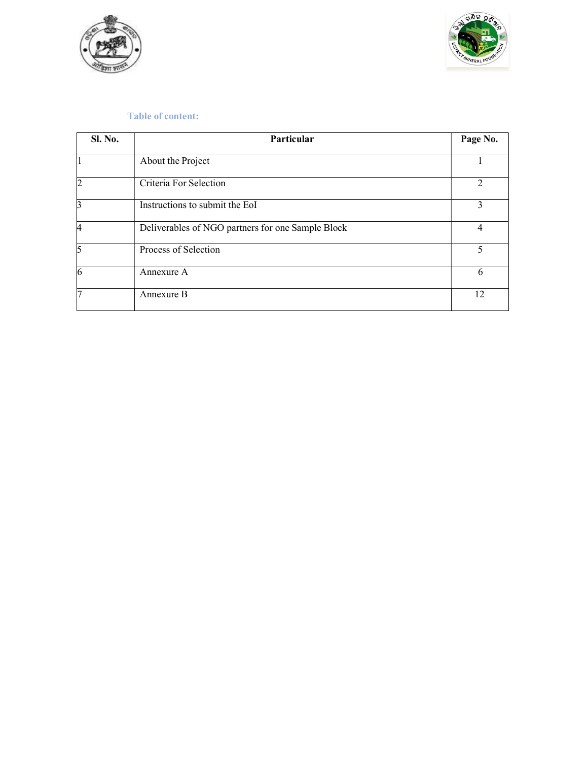## Table of content:

| Sl. No. | Particular | Page No. |
|---|---|---|
| 1 | About the Project | 1 |
| 2 | Criteria For Selection | 2 |
| 3 | Instructions to submit the EoI | 3 |
| 4 | Deliverables of NGO partners for one Sample Block | 4 |
| 5 | Process of Selection | 5 |
| 6 | Annexure A | 6 |
| 7 | Annexure B | 12 |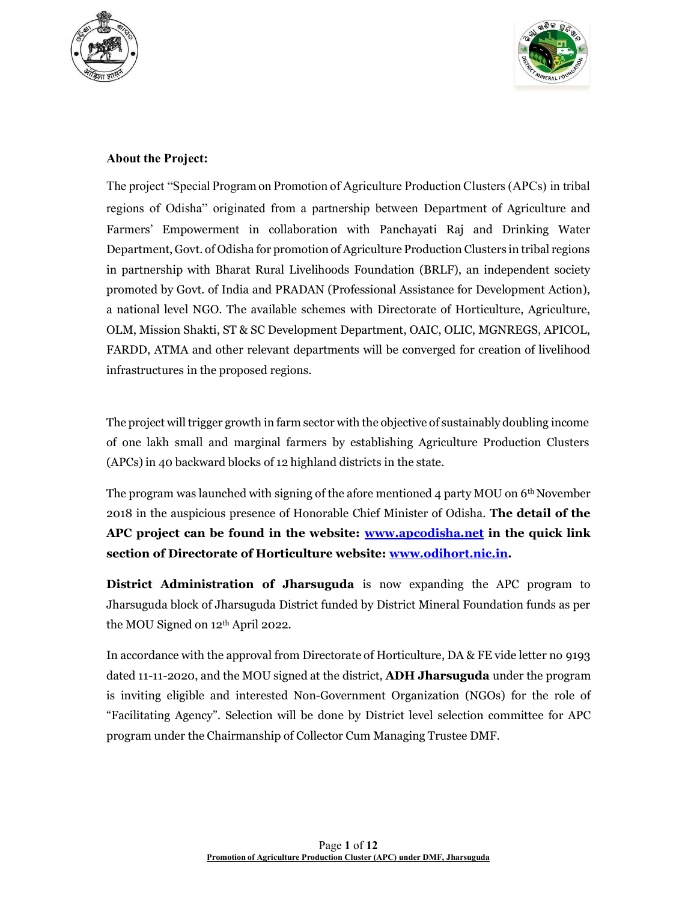**About the Project:**

The project "Special Program on Promotion of Agriculture Production Clusters (APCs) in tribal regions of Odisha" originated from a partnership between Department of Agriculture and Farmers' Empowerment in collaboration with Panchayati Raj and Drinking Water Department, Govt. of Odisha for promotion of Agriculture Production Clusters in tribal regions in partnership with Bharat Rural Livelihoods Foundation (BRLF), an independent society promoted by Govt. of India and PRADAN (Professional Assistance for Development Action), a national level NGO. The available schemes with Directorate of Horticulture, Agriculture, OLM, Mission Shakti, ST & SC Development Department, OAIC, OLIC, MGNREGS, APICOL, FARDD, ATMA and other relevant departments will be converged for creation of livelihood infrastructures in the proposed regions.

The project will trigger growth in farm sector with the objective of sustainably doubling income of one lakh small and marginal farmers by establishing Agriculture Production Clusters (APCs) in 40 backward blocks of 12 highland districts in the state.

The program was launched with signing of the afore mentioned 4 party MOU on 6th November 2018 in the auspicious presence of Honorable Chief Minister of Odisha. **The detail of the APC project can be found in the website: [www.apcodisha.net](http://www.apcodisha.net) in the quick link section of Directorate of Horticulture website: [www.odihort.nic.in](http://www.odihort.nic.in).**

**District Administration of Jharsuguda** is now expanding the APC program to Jharsuguda block of Jharsuguda District funded by District Mineral Foundation funds as per the MOU Signed on 12th April 2022.

In accordance with the approval from Directorate of Horticulture, DA & FE vide letter no 9193 dated 11-11-2020, and the MOU signed at the district, **ADH Jharsuguda** under the program is inviting eligible and interested Non-Government Organization (NGOs) for the role of "Facilitating Agency". Selection will be done by District level selection committee for APC program under the Chairmanship of Collector Cum Managing Trustee DMF.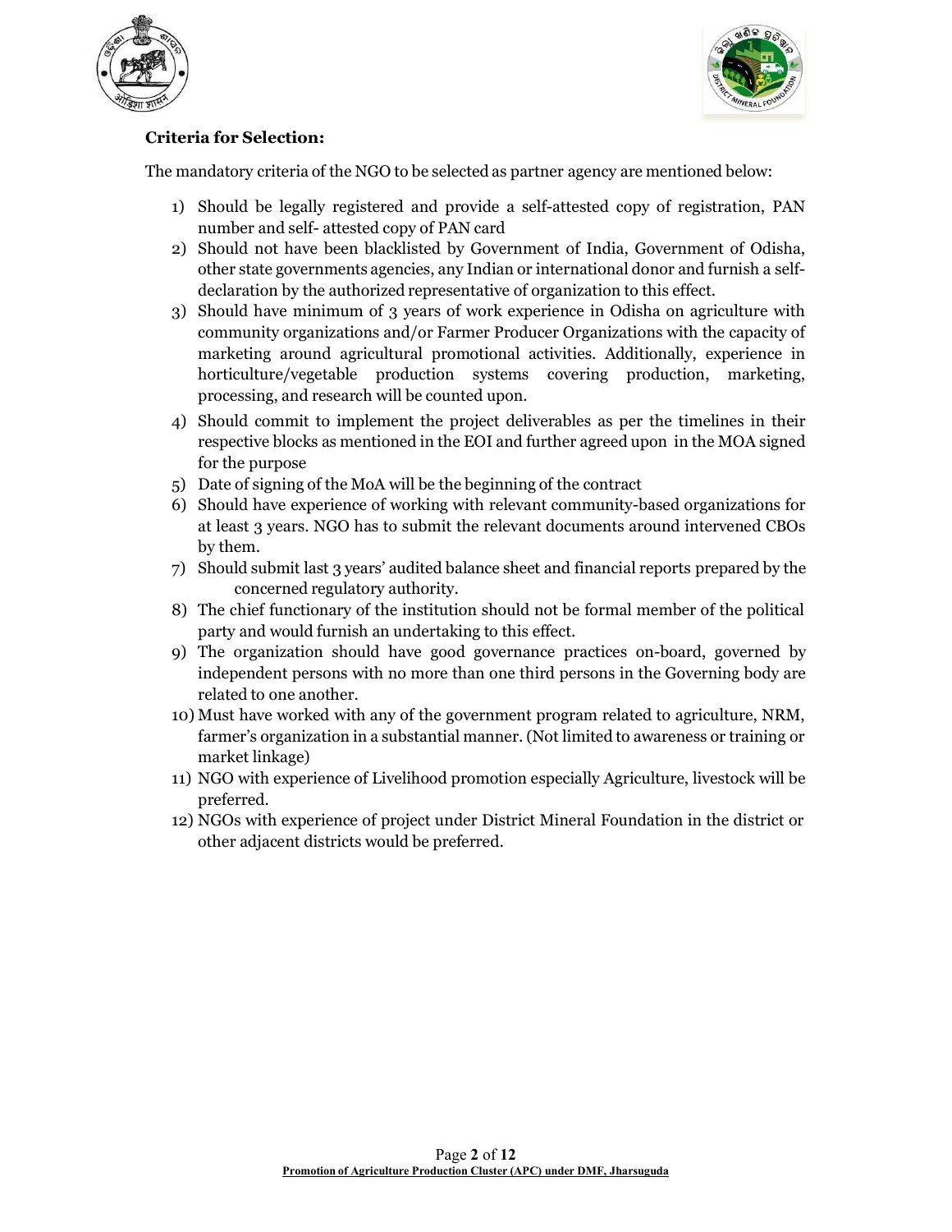**Criteria for Selection:**

The mandatory criteria of the NGO to be selected as partner agency are mentioned below:

1) Should be legally registered and provide a self-attested copy of registration, PAN number and self- attested copy of PAN card
2) Should not have been blacklisted by Government of India, Government of Odisha, other state governments agencies, any Indian or international donor and furnish a self-declaration by the authorized representative of organization to this effect.
3) Should have minimum of 3 years of work experience in Odisha on agriculture with community organizations and/or Farmer Producer Organizations with the capacity of marketing around agricultural promotional activities. Additionally, experience in horticulture/vegetable production systems covering production, marketing, processing, and research will be counted upon.
4) Should commit to implement the project deliverables as per the timelines in their respective blocks as mentioned in the EOI and further agreed upon in the MOA signed for the purpose
5) Date of signing of the MoA will be the beginning of the contract
6) Should have experience of working with relevant community-based organizations for at least 3 years. NGO has to submit the relevant documents around intervened CBOs by them.
7) Should submit last 3 years' audited balance sheet and financial reports prepared by the concerned regulatory authority.
8) The chief functionary of the institution should not be formal member of the political party and would furnish an undertaking to this effect.
9) The organization should have good governance practices on-board, governed by independent persons with no more than one third persons in the Governing body are related to one another.
10) Must have worked with any of the government program related to agriculture, NRM, farmer's organization in a substantial manner. (Not limited to awareness or training or market linkage)
11) NGO with experience of Livelihood promotion especially Agriculture, livestock will be preferred.
12) NGOs with experience of project under District Mineral Foundation in the district or other adjacent districts would be preferred.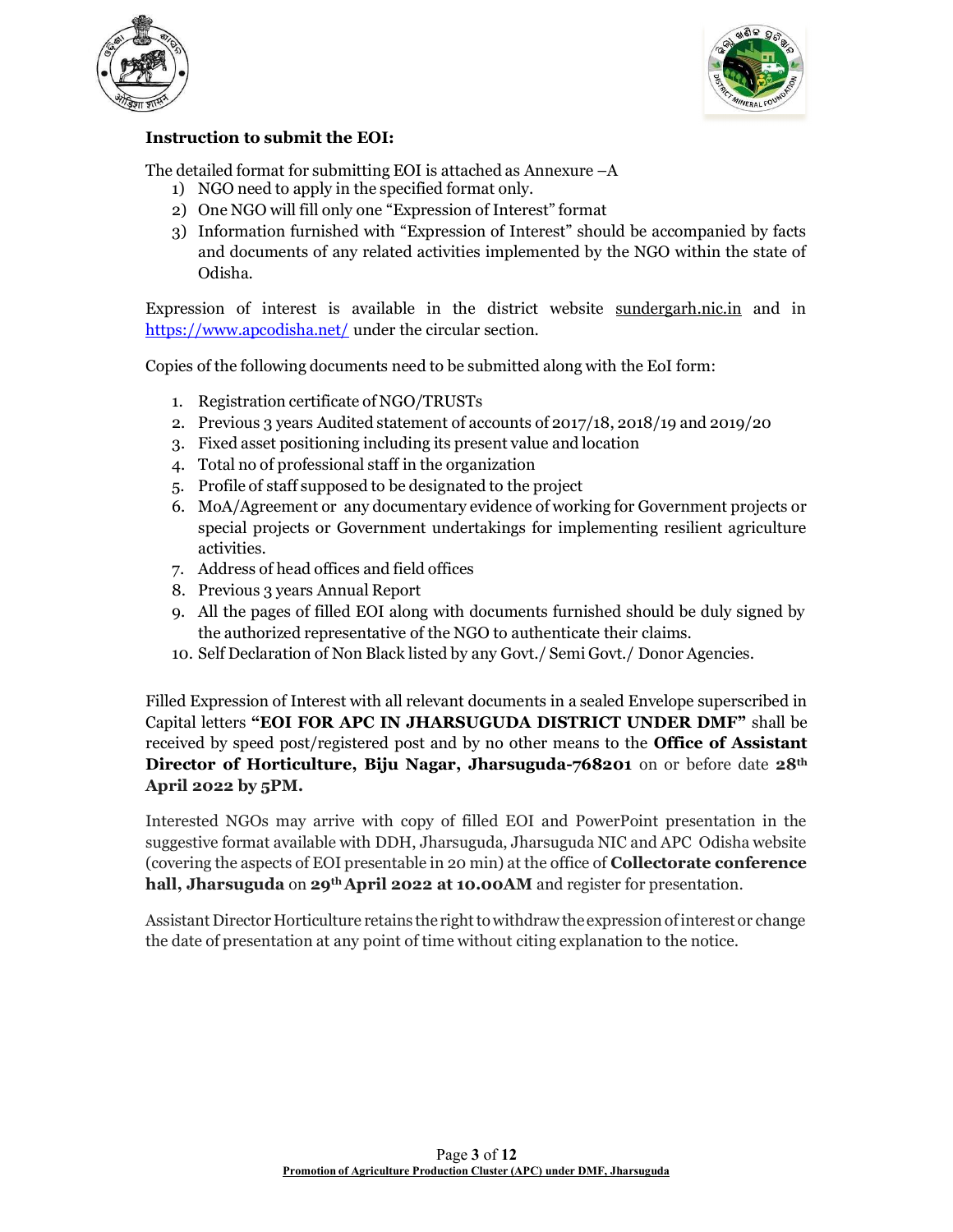**Instruction to submit the EOI:**

The detailed format for submitting EOI is attached as Annexure –A

1) NGO need to apply in the specified format only.
2) One NGO will fill only one "Expression of Interest" format
3) Information furnished with "Expression of Interest" should be accompanied by facts and documents of any related activities implemented by the NGO within the state of Odisha.

Expression of interest is available in the district website sundergarh.nic.in and in https://www.apcodisha.net/ under the circular section.

Copies of the following documents need to be submitted along with the EoI form:

1. Registration certificate of NGO/TRUSTs
2. Previous 3 years Audited statement of accounts of 2017/18, 2018/19 and 2019/20
3. Fixed asset positioning including its present value and location
4. Total no of professional staff in the organization
5. Profile of staff supposed to be designated to the project
6. MoA/Agreement or any documentary evidence of working for Government projects or special projects or Government undertakings for implementing resilient agriculture activities.
7. Address of head offices and field offices
8. Previous 3 years Annual Report
9. All the pages of filled EOI along with documents furnished should be duly signed by the authorized representative of the NGO to authenticate their claims.
10. Self Declaration of Non Black listed by any Govt./ Semi Govt./ Donor Agencies.

Filled Expression of Interest with all relevant documents in a sealed Envelope superscribed in Capital letters **"EOI FOR APC IN JHARSUGUDA DISTRICT UNDER DMF"** shall be received by speed post/registered post and by no other means to the **Office of Assistant Director of Horticulture, Biju Nagar, Jharsuguda-768201** on or before date **28th April 2022 by 5PM.**

Interested NGOs may arrive with copy of filled EOI and PowerPoint presentation in the suggestive format available with DDH, Jharsuguda, Jharsuguda NIC and APC Odisha website (covering the aspects of EOI presentable in 20 min) at the office of **Collectorate conference hall, Jharsuguda** on **29th April 2022 at 10.00AM** and register for presentation.

Assistant Director Horticulture retains the right to withdraw the expression of interest or change the date of presentation at any point of time without citing explanation to the notice.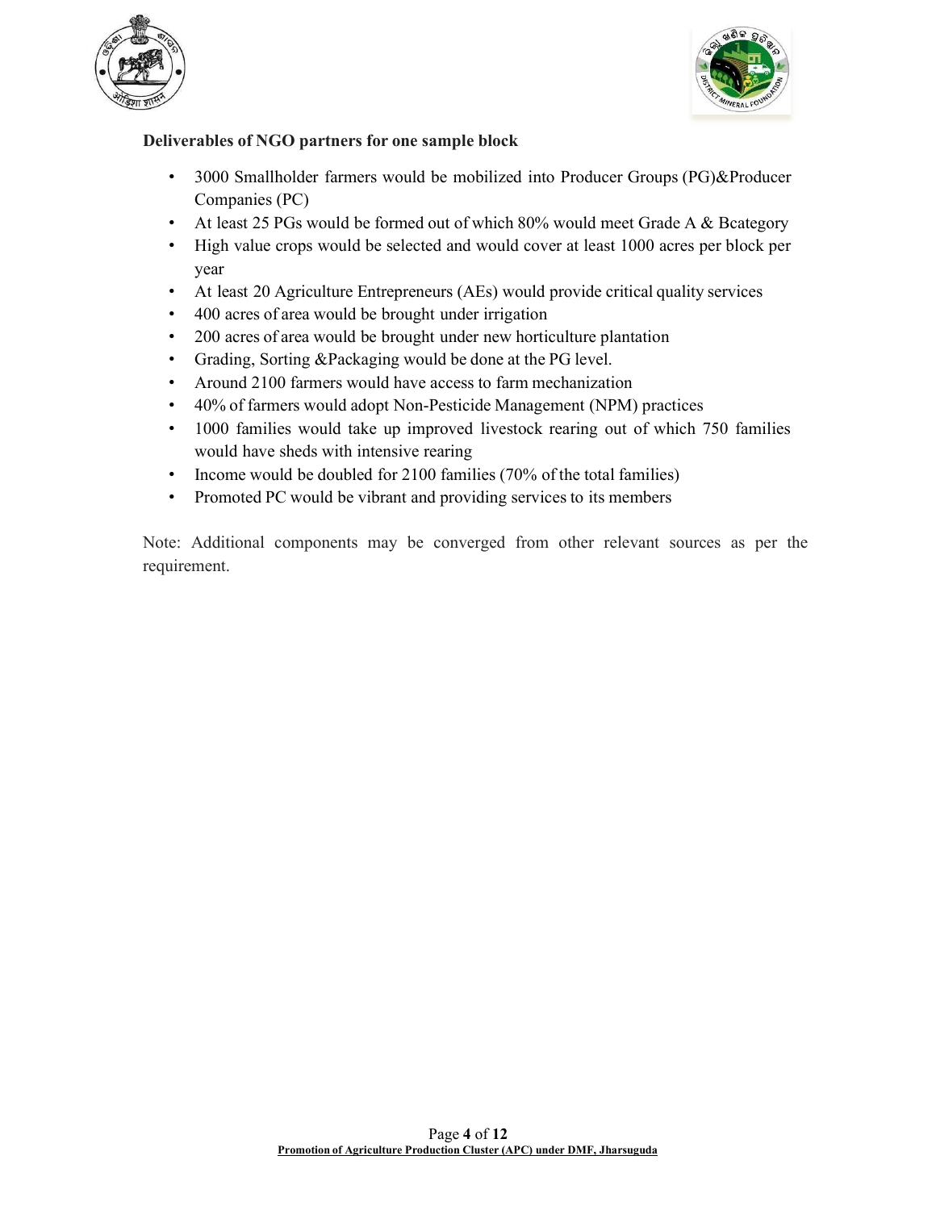**Deliverables of NGO partners for one sample block**

- 3000 Smallholder farmers would be mobilized into Producer Groups (PG)&Producer Companies (PC)
- At least 25 PGs would be formed out of which 80% would meet Grade A & Bcategory
- High value crops would be selected and would cover at least 1000 acres per block per year
- At least 20 Agriculture Entrepreneurs (AEs) would provide critical quality services
- 400 acres of area would be brought under irrigation
- 200 acres of area would be brought under new horticulture plantation
- Grading, Sorting &Packaging would be done at the PG level.
- Around 2100 farmers would have access to farm mechanization
- 40% of farmers would adopt Non-Pesticide Management (NPM) practices
- 1000 families would take up improved livestock rearing out of which 750 families would have sheds with intensive rearing
- Income would be doubled for 2100 families (70% of the total families)
- Promoted PC would be vibrant and providing services to its members

Note: Additional components may be converged from other relevant sources as per the requirement.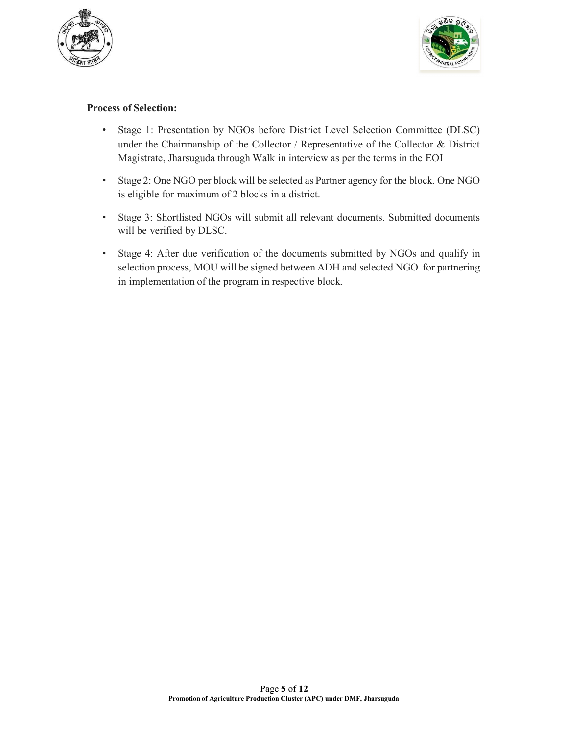**Process of Selection:**

- Stage 1: Presentation by NGOs before District Level Selection Committee (DLSC) under the Chairmanship of the Collector / Representative of the Collector & District Magistrate, Jharsuguda through Walk in interview as per the terms in the EOI
- Stage 2: One NGO per block will be selected as Partner agency for the block. One NGO is eligible for maximum of 2 blocks in a district.
- Stage 3: Shortlisted NGOs will submit all relevant documents. Submitted documents will be verified by DLSC.
- Stage 4: After due verification of the documents submitted by NGOs and qualify in selection process, MOU will be signed between ADH and selected NGO for partnering in implementation of the program in respective block.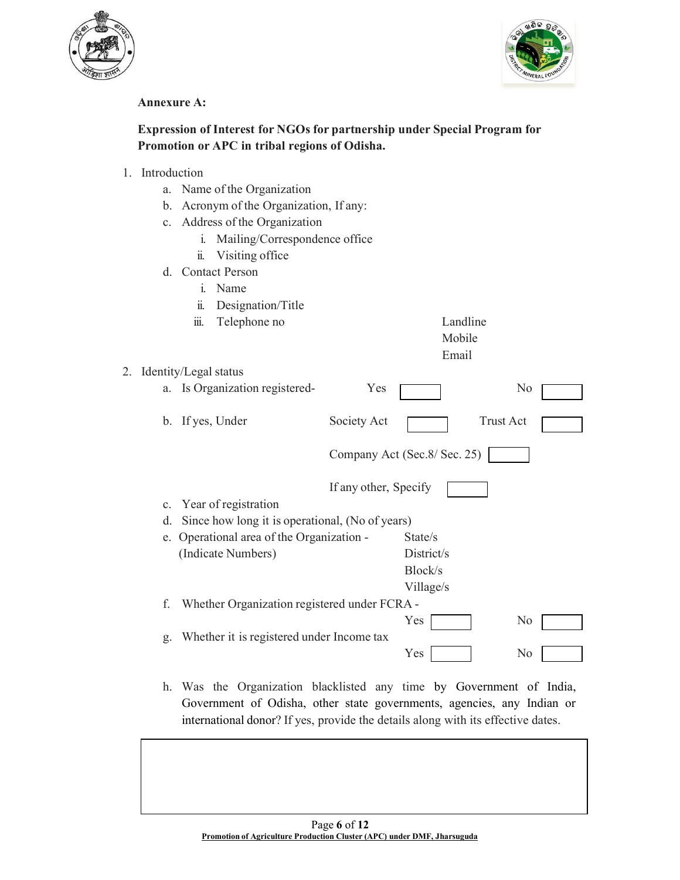**Annexure A:**

**Expression of Interest for NGOs for partnership under Special Program for Promotion or APC in tribal regions of Odisha.**

1. Introduction
   a. Name of the Organization
   b. Acronym of the Organization, If any:
   c. Address of the Organization
      i. Mailing/Correspondence office
      ii. Visiting office
   d. Contact Person
      i. Name
      ii. Designation/Title
      iii. Telephone no — Landline / Mobile / Email

2. Identity/Legal status
   a. Is Organization registered- Yes [ ] No [ ]
   b. If yes, Under — Society Act [ ] Trust Act [ ]
      Company Act (Sec.8/ Sec. 25) [ ]
      If any other, Specify [ ]
   c. Year of registration
   d. Since how long it is operational, (No of years)
   e. Operational area of the Organization - (Indicate Numbers) — State/s / District/s / Block/s / Village/s
   f. Whether Organization registered under FCRA - Yes [ ] No [ ]
   g. Whether it is registered under Income tax Yes [ ] No [ ]
   h. Was the Organization blacklisted any time by Government of India, Government of Odisha, other state governments, agencies, any Indian or international donor? If yes, provide the details along with its effective dates.

| |
|---|
| |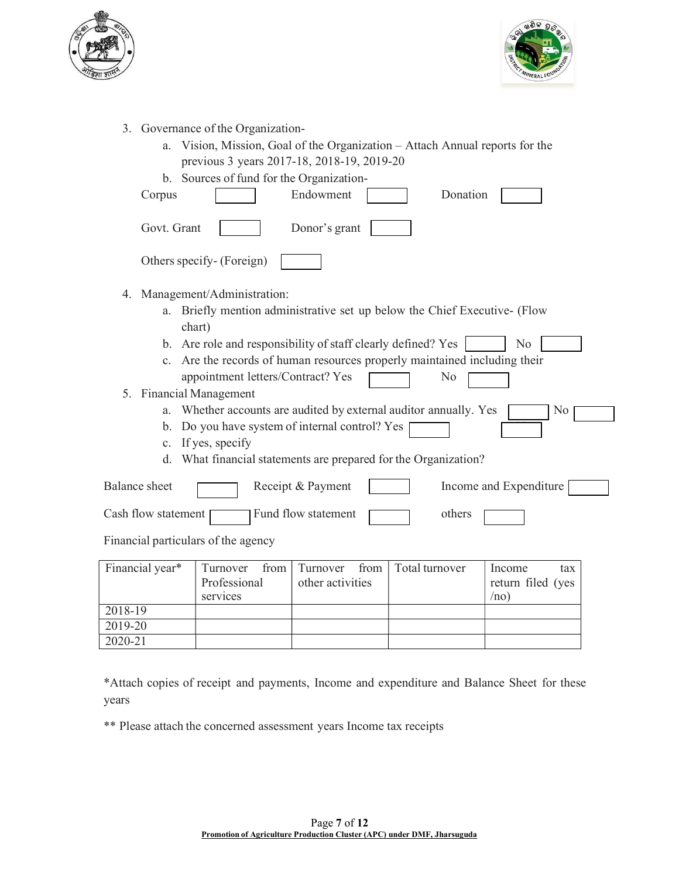3. Governance of the Organization-
    a. Vision, Mission, Goal of the Organization – Attach Annual reports for the previous 3 years 2017-18, 2018-19, 2019-20
    b. Sources of fund for the Organization-

Corpus ☐ Endowment ☐ Donation ☐

Govt. Grant ☐ Donor's grant ☐

Others specify- (Foreign) ☐

4. Management/Administration:
    a. Briefly mention administrative set up below the Chief Executive- (Flow chart)
    b. Are role and responsibility of staff clearly defined? Yes ☐ No ☐
    c. Are the records of human resources properly maintained including their appointment letters/Contract? Yes ☐ No ☐
5. Financial Management
    a. Whether accounts are audited by external auditor annually. Yes ☐ No ☐
    b. Do you have system of internal control? Yes ☐ ☐
    c. If yes, specify
    d. What financial statements are prepared for the Organization?

Balance sheet ☐ Receipt & Payment ☐ Income and Expenditure ☐

Cash flow statement ☐ Fund flow statement ☐ others ☐

Financial particulars of the agency

| Financial year* | Turnover from Professional services | Turnover from other activities | Total turnover | Income tax return filed (yes /no) |
|---|---|---|---|---|
| 2018-19 | | | | |
| 2019-20 | | | | |
| 2020-21 | | | | |

*Attach copies of receipt and payments, Income and expenditure and Balance Sheet for these years

** Please attach the concerned assessment years Income tax receipts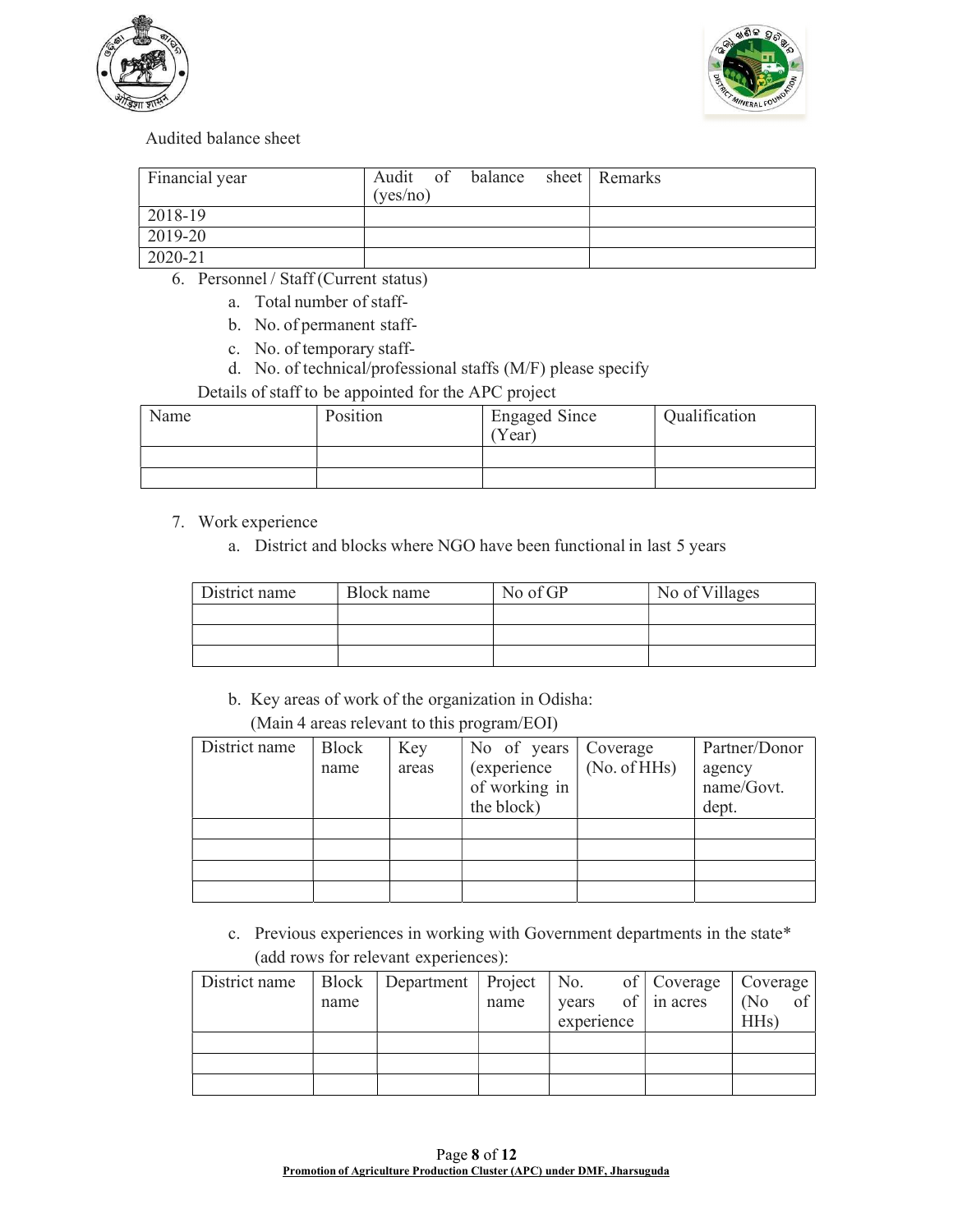Audited balance sheet

| Financial year | Audit of balance sheet (yes/no) | Remarks |
|---|---|---|
| 2018-19 | | |
| 2019-20 | | |
| 2020-21 | | |

6. Personnel / Staff (Current status)
   a. Total number of staff-
   b. No. of permanent staff-
   c. No. of temporary staff-
   d. No. of technical/professional staffs (M/F) please specify

Details of staff to be appointed for the APC project

| Name | Position | Engaged Since (Year) | Qualification |
|---|---|---|---|
| | | | |
| | | | |

7. Work experience
   a. District and blocks where NGO have been functional in last 5 years

| District name | Block name | No of GP | No of Villages |
|---|---|---|---|
| | | | |
| | | | |
| | | | |

   b. Key areas of work of the organization in Odisha:
   (Main 4 areas relevant to this program/EOI)

| District name | Block name | Key areas | No of years (experience of working in the block) | Coverage (No. of HHs) | Partner/Donor agency name/Govt. dept. |
|---|---|---|---|---|---|
| | | | | | |
| | | | | | |
| | | | | | |
| | | | | | |

   c. Previous experiences in working with Government departments in the state* (add rows for relevant experiences):

| District name | Block name | Department | Project name | No. of years of experience | Coverage in acres | Coverage (No of HHs) |
|---|---|---|---|---|---|---|
| | | | | | | |
| | | | | | | |
| | | | | | | |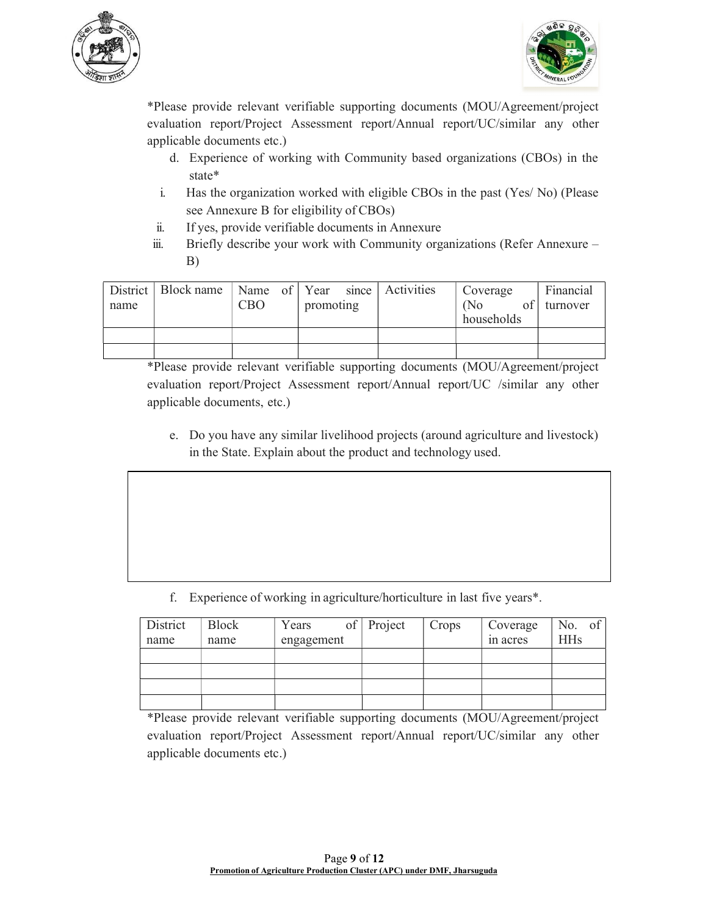*Please provide relevant verifiable supporting documents (MOU/Agreement/project evaluation report/Project Assessment report/Annual report/UC/similar any other applicable documents etc.)

d. Experience of working with Community based organizations (CBOs) in the state*

i. Has the organization worked with eligible CBOs in the past (Yes/ No) (Please see Annexure B for eligibility of CBOs)

ii. If yes, provide verifiable documents in Annexure

iii. Briefly describe your work with Community organizations (Refer Annexure – B)

| District name | Block name | Name of CBO | Year since promoting | Activities | Coverage (No of households | Financial turnover |
|---|---|---|---|---|---|---|
| | | | | | | |
| | | | | | | |

*Please provide relevant verifiable supporting documents (MOU/Agreement/project evaluation report/Project Assessment report/Annual report/UC /similar any other applicable documents, etc.)

e. Do you have any similar livelihood projects (around agriculture and livestock) in the State. Explain about the product and technology used.

| |
|---|
| |

f. Experience of working in agriculture/horticulture in last five years*.

| District name | Block name | Years of engagement | Project | Crops | Coverage in acres | No. of HHs |
|---|---|---|---|---|---|---|
| | | | | | | |
| | | | | | | |
| | | | | | | |
| | | | | | | |

*Please provide relevant verifiable supporting documents (MOU/Agreement/project evaluation report/Project Assessment report/Annual report/UC/similar any other applicable documents etc.)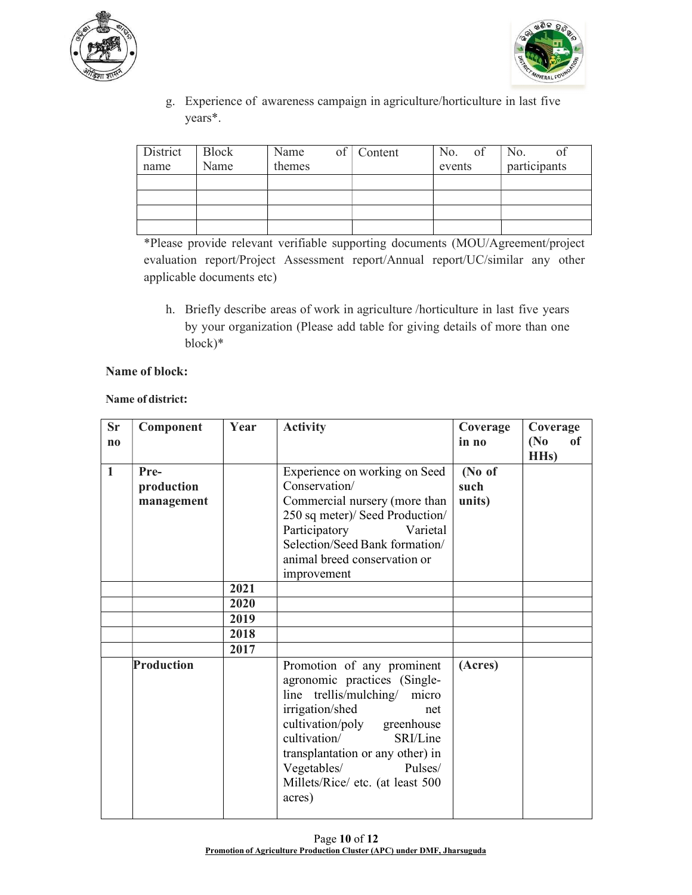g. Experience of awareness campaign in agriculture/horticulture in last five years*.

| District name | Block Name | Name of themes | Content | No. of events | No. of participants |
|---|---|---|---|---|---|
| | | | | | |
| | | | | | |
| | | | | | |
| | | | | | |

*Please provide relevant verifiable supporting documents (MOU/Agreement/project evaluation report/Project Assessment report/Annual report/UC/similar any other applicable documents etc)

h. Briefly describe areas of work in agriculture /horticulture in last five years by your organization (Please add table for giving details of more than one block)*

**Name of block:**

**Name of district:**

| Sr no | Component | Year | Activity | Coverage in no | Coverage (No of HHs) |
|---|---|---|---|---|---|
| **1** | **Pre-production management** | | Experience on working on Seed Conservation/ Commercial nursery (more than 250 sq meter)/ Seed Production/ Participatory Varietal Selection/Seed Bank formation/ animal breed conservation or improvement | **(No of such units)** | |
| | | **2021** | | | |
| | | **2020** | | | |
| | | **2019** | | | |
| | | **2018** | | | |
| | | **2017** | | | |
| | **Production** | | Promotion of any prominent agronomic practices (Single-line trellis/mulching/ micro irrigation/shed net cultivation/poly greenhouse cultivation/ SRI/Line transplantation or any other) in Vegetables/ Pulses/ Millets/Rice/ etc. (at least 500 acres) | **(Acres)** | |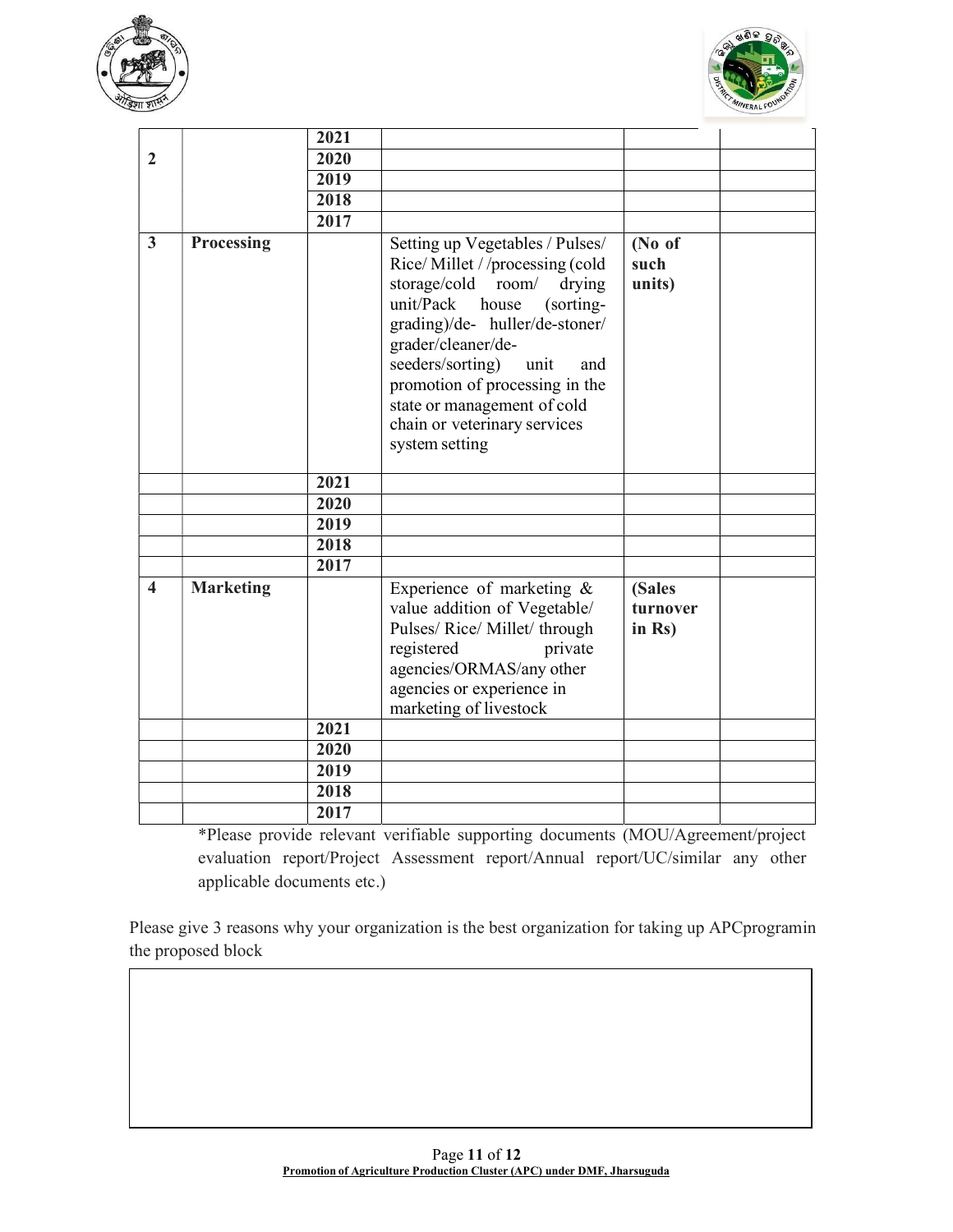| | | | | | |
|---|---|---|---|---|---|
| | | 2021 | | | |
| 2 | | 2020 | | | |
| | | 2019 | | | |
| | | 2018 | | | |
| | | 2017 | | | |
| 3 | **Processing** | | Setting up Vegetables / Pulses/ Rice/ Millet / /processing (cold storage/cold room/ drying unit/Pack house (sorting-grading)/de- huller/de-stoner/ grader/cleaner/de-seeders/sorting) unit and promotion of processing in the state or management of cold chain or veterinary services system setting | **(No of such units)** | |
| | | 2021 | | | |
| | | 2020 | | | |
| | | 2019 | | | |
| | | 2018 | | | |
| | | 2017 | | | |
| 4 | **Marketing** | | Experience of marketing & value addition of Vegetable/ Pulses/ Rice/ Millet/ through registered private agencies/ORMAS/any other agencies or experience in marketing of livestock | **(Sales turnover in Rs)** | |
| | | 2021 | | | |
| | | 2020 | | | |
| | | 2019 | | | |
| | | 2018 | | | |
| | | 2017 | | | |

*Please provide relevant verifiable supporting documents (MOU/Agreement/project evaluation report/Project Assessment report/Annual report/UC/similar any other applicable documents etc.)

Please give 3 reasons why your organization is the best organization for taking up APCprogramin the proposed block

| |
|---|
| |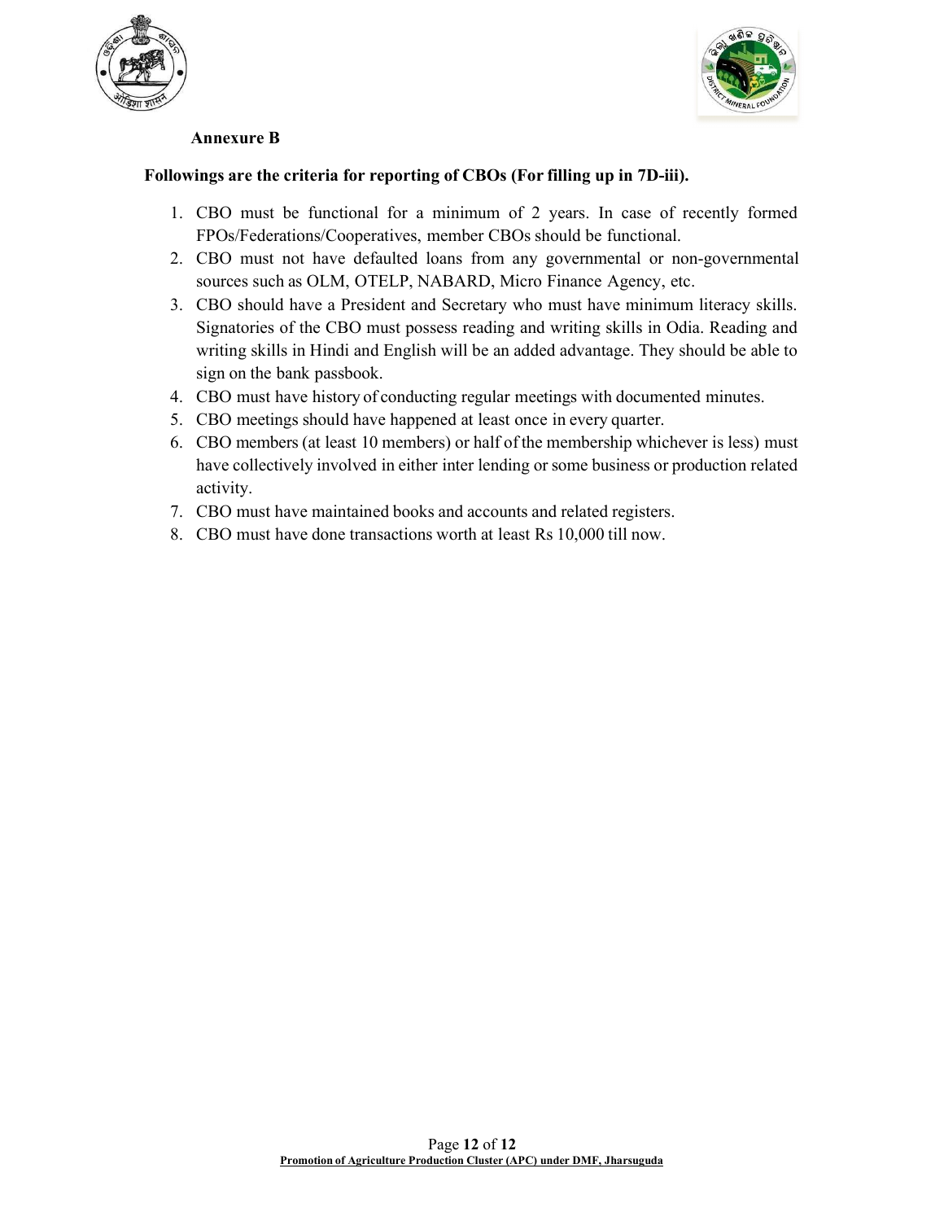**Annexure B**

**Followings are the criteria for reporting of CBOs (For filling up in 7D-iii).**

1. CBO must be functional for a minimum of 2 years. In case of recently formed FPOs/Federations/Cooperatives, member CBOs should be functional.
2. CBO must not have defaulted loans from any governmental or non-governmental sources such as OLM, OTELP, NABARD, Micro Finance Agency, etc.
3. CBO should have a President and Secretary who must have minimum literacy skills. Signatories of the CBO must possess reading and writing skills in Odia. Reading and writing skills in Hindi and English will be an added advantage. They should be able to sign on the bank passbook.
4. CBO must have history of conducting regular meetings with documented minutes.
5. CBO meetings should have happened at least once in every quarter.
6. CBO members (at least 10 members) or half of the membership whichever is less) must have collectively involved in either inter lending or some business or production related activity.
7. CBO must have maintained books and accounts and related registers.
8. CBO must have done transactions worth at least Rs 10,000 till now.